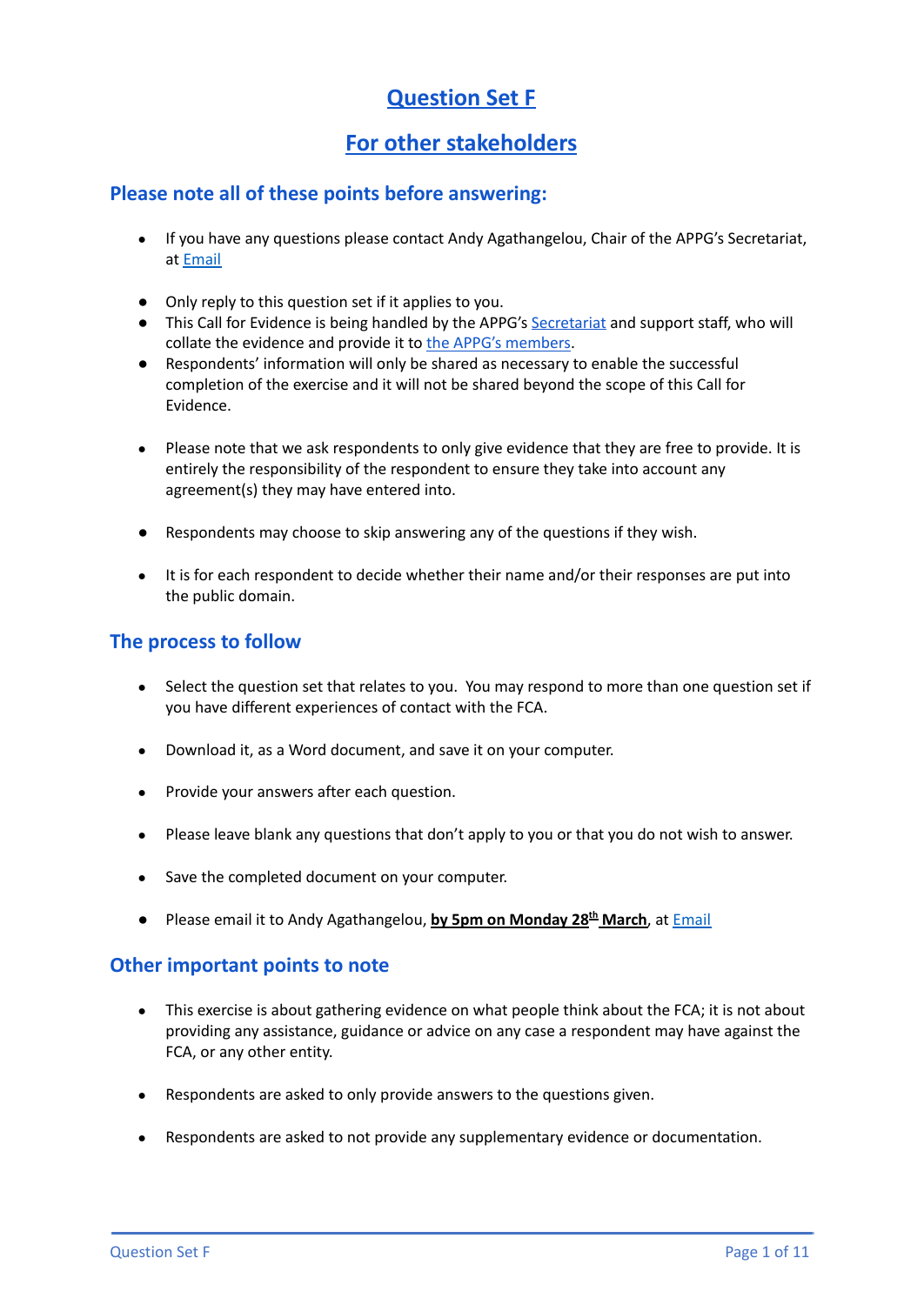# Question Set F

# For other stakeholders

## Please note all of these points before answering:

- If you have any questions please contact Andy Agathangelou, Chair of the APPG's Secretariat, at Email
- Only reply to this question set if it applies to you.
- This Call for Evidence is being handled by the APPG's Secretariat and support staff, who will collate the evidence and provide it to the APPG's members.
- Respondents' information will only be shared as necessary to enable the successful completion of the exercise and it will not be shared beyond the scope of this Call for Evidence.
- Please note that we ask respondents to only give evidence that they are free to provide. It is entirely the responsibility of the respondent to ensure they take into account any agreement(s) they may have entered into.
- Respondents may choose to skip answering any of the questions if they wish.
- It is for each respondent to decide whether their name and/or their responses are put into the public domain.

## The process to follow

- Select the question set that relates to you. You may respond to more than one question set if you have different experiences of contact with the FCA.
- Download it, as a Word document, and save it on your computer.
- Provide your answers after each question.
- Please leave blank any questions that don't apply to you or that you do not wish to answer.
- Save the completed document on your computer.
- Please email it to Andy Agathangelou, **by 5pm on Monday 28th March**, at Email

## Other important points to note

- This exercise is about gathering evidence on what people think about the FCA; it is not about providing any assistance, guidance or advice on any case a respondent may have against the FCA, or any other entity.
- Respondents are asked to only provide answers to the questions given.
- Respondents are asked to not provide any supplementary evidence or documentation.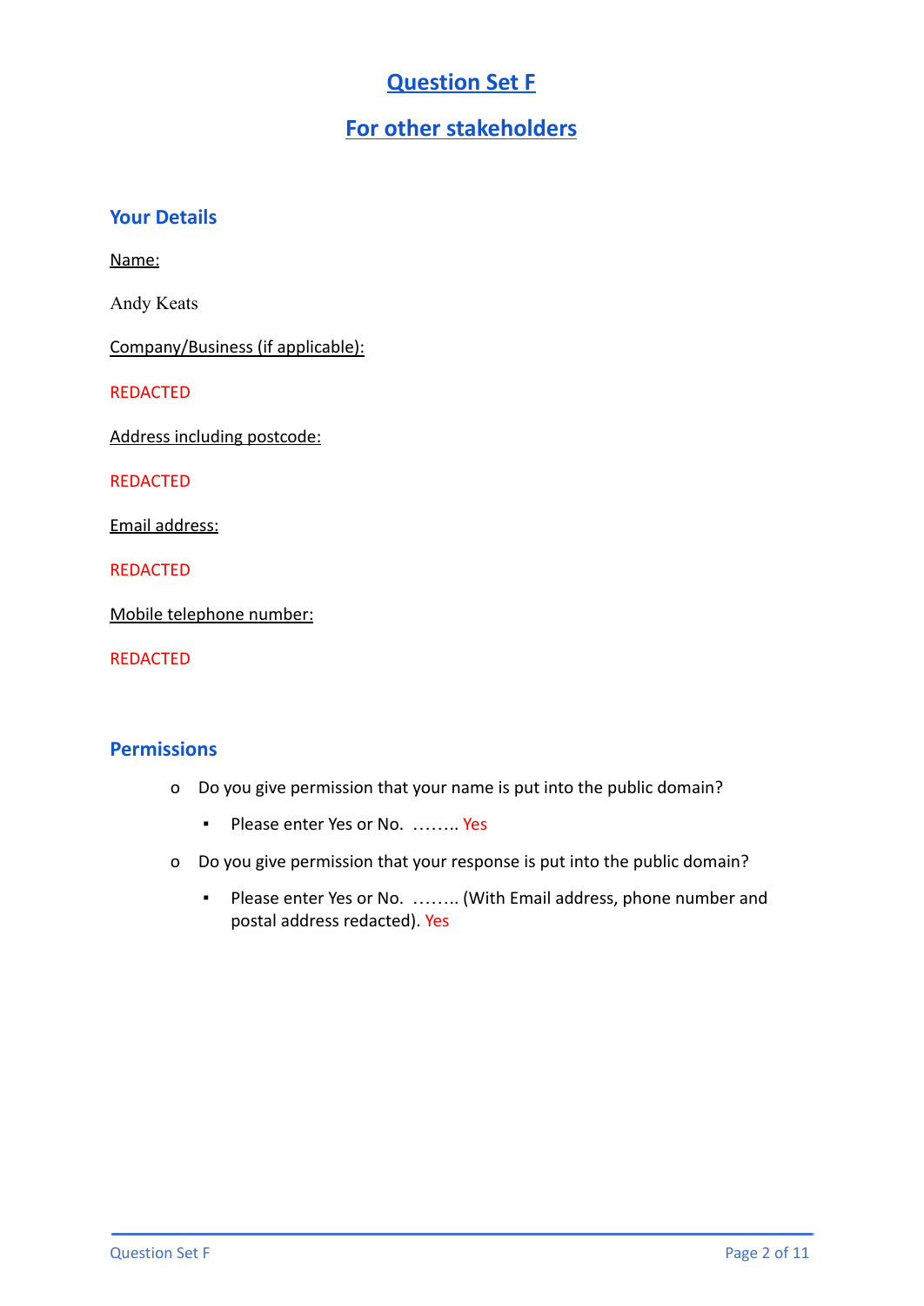# Question Set F

## For other stakeholders

### Your Details

Name:

Andy Keats

Company/Business (if applicable):

REDACTED

Address including postcode:

REDACTED

Email address:

REDACTED

Mobile telephone number:

REDACTED

### Permissions

- Do you give permission that your name is put into the public domain?
  - Please enter Yes or No. …….. Yes
- Do you give permission that your response is put into the public domain?
  - Please enter Yes or No. …….. (With Email address, phone number and postal address redacted). Yes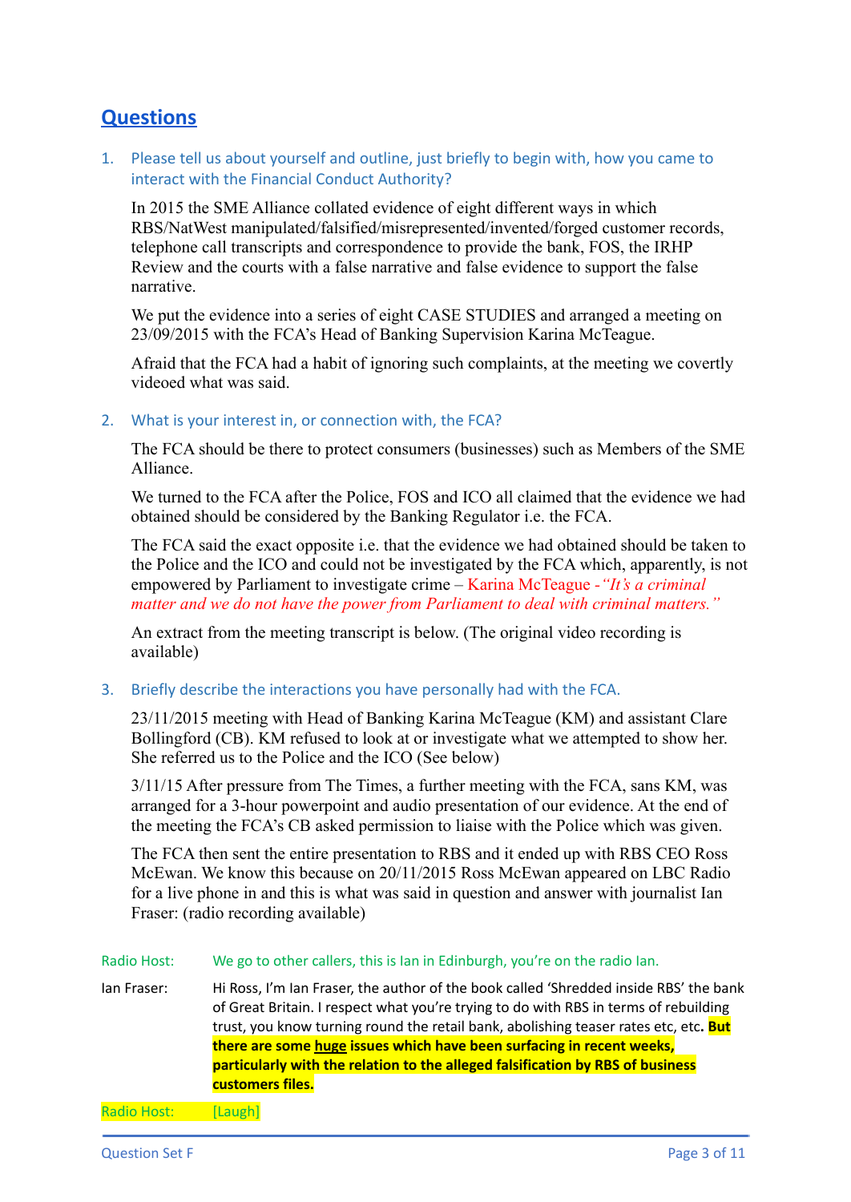## Questions

1. Please tell us about yourself and outline, just briefly to begin with, how you came to interact with the Financial Conduct Authority?

   In 2015 the SME Alliance collated evidence of eight different ways in which RBS/NatWest manipulated/falsified/misrepresented/invented/forged customer records, telephone call transcripts and correspondence to provide the bank, FOS, the IRHP Review and the courts with a false narrative and false evidence to support the false narrative.

   We put the evidence into a series of eight CASE STUDIES and arranged a meeting on 23/09/2015 with the FCA's Head of Banking Supervision Karina McTeague.

   Afraid that the FCA had a habit of ignoring such complaints, at the meeting we covertly videoed what was said.

2. What is your interest in, or connection with, the FCA?

   The FCA should be there to protect consumers (businesses) such as Members of the SME Alliance.

   We turned to the FCA after the Police, FOS and ICO all claimed that the evidence we had obtained should be considered by the Banking Regulator i.e. the FCA.

   The FCA said the exact opposite i.e. that the evidence we had obtained should be taken to the Police and the ICO and could not be investigated by the FCA which, apparently, is not empowered by Parliament to investigate crime – Karina McTeague - *"It's a criminal matter and we do not have the power from Parliament to deal with criminal matters."*

   An extract from the meeting transcript is below. (The original video recording is available)

3. Briefly describe the interactions you have personally had with the FCA.

   23/11/2015 meeting with Head of Banking Karina McTeague (KM) and assistant Clare Bollingford (CB). KM refused to look at or investigate what we attempted to show her. She referred us to the Police and the ICO (See below)

   3/11/15 After pressure from The Times, a further meeting with the FCA, sans KM, was arranged for a 3-hour powerpoint and audio presentation of our evidence. At the end of the meeting the FCA's CB asked permission to liaise with the Police which was given.

   The FCA then sent the entire presentation to RBS and it ended up with RBS CEO Ross McEwan. We know this because on 20/11/2015 Ross McEwan appeared on LBC Radio for a live phone in and this is what was said in question and answer with journalist Ian Fraser: (radio recording available)

Radio Host: We go to other callers, this is Ian in Edinburgh, you're on the radio Ian.

Ian Fraser: Hi Ross, I'm Ian Fraser, the author of the book called 'Shredded inside RBS' the bank of Great Britain. I respect what you're trying to do with RBS in terms of rebuilding trust, you know turning round the retail bank, abolishing teaser rates etc, etc. **But there are some huge issues which have been surfacing in recent weeks, particularly with the relation to the alleged falsification by RBS of business customers files.**

Radio Host: [Laugh]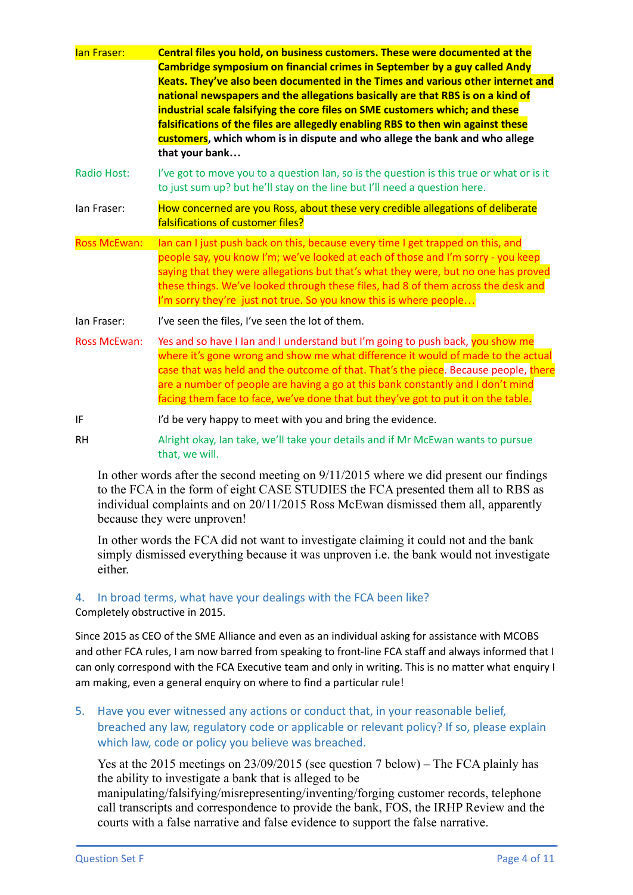| | |
|---|---|
| Ian Fraser: | **Central files you hold, on business customers. These were documented at the Cambridge symposium on financial crimes in September by a guy called Andy Keats. They've also been documented in the Times and various other internet and national newspapers and the allegations basically are that RBS is on a kind of industrial scale falsifying the core files on SME customers which; and these falsifications of the files are allegedly enabling RBS to then win against these customers, which whom is in dispute and who allege the bank and who allege that your bank…** |
| Radio Host: | I've got to move you to a question Ian, so is the question is this true or what or is it to just sum up? but he'll stay on the line but I'll need a question here. |
| Ian Fraser: | How concerned are you Ross, about these very credible allegations of deliberate falsifications of customer files? |
| Ross McEwan: | Ian can I just push back on this, because every time I get trapped on this, and people say, you know I'm; we've looked at each of those and I'm sorry - you keep saying that they were allegations but that's what they were, but no one has proved these things. We've looked through these files, had 8 of them across the desk and I'm sorry they're just not true. So you know this is where people… |
| Ian Fraser: | I've seen the files, I've seen the lot of them. |
| Ross McEwan: | Yes and so have I Ian and I understand but I'm going to push back, you show me where it's gone wrong and show me what difference it would of made to the actual case that was held and the outcome of that. That's the piece. Because people, there are a number of people are having a go at this bank constantly and I don't mind facing them face to face, we've done that but they've got to put it on the table. |
| IF | I'd be very happy to meet with you and bring the evidence. |
| RH | Alright okay, Ian take, we'll take your details and if Mr McEwan wants to pursue that, we will. |

In other words after the second meeting on 9/11/2015 where we did present our findings to the FCA in the form of eight CASE STUDIES the FCA presented them all to RBS as individual complaints and on 20/11/2015 Ross McEwan dismissed them all, apparently because they were unproven!

In other words the FCA did not want to investigate claiming it could not and the bank simply dismissed everything because it was unproven i.e. the bank would not investigate either.

### 4. In broad terms, what have your dealings with the FCA been like?

Completely obstructive in 2015.

Since 2015 as CEO of the SME Alliance and even as an individual asking for assistance with MCOBS and other FCA rules, I am now barred from speaking to front-line FCA staff and always informed that I can only correspond with the FCA Executive team and only in writing. This is no matter what enquiry I am making, even a general enquiry on where to find a particular rule!

### 5. Have you ever witnessed any actions or conduct that, in your reasonable belief, breached any law, regulatory code or applicable or relevant policy? If so, please explain which law, code or policy you believe was breached.

Yes at the 2015 meetings on 23/09/2015 (see question 7 below) – The FCA plainly has the ability to investigate a bank that is alleged to be manipulating/falsifying/misrepresenting/inventing/forging customer records, telephone call transcripts and correspondence to provide the bank, FOS, the IRHP Review and the courts with a false narrative and false evidence to support the false narrative.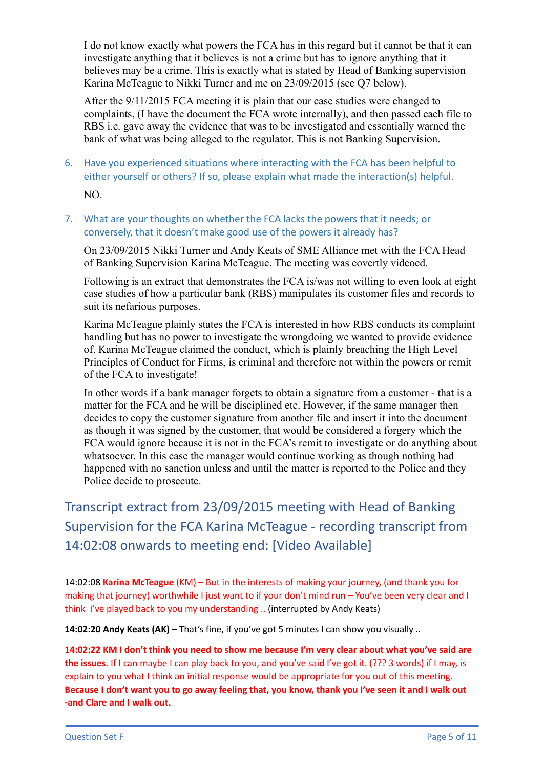I do not know exactly what powers the FCA has in this regard but it cannot be that it can investigate anything that it believes is not a crime but has to ignore anything that it believes may be a crime. This is exactly what is stated by Head of Banking supervision Karina McTeague to Nikki Turner and me on 23/09/2015 (see Q7 below).

After the 9/11/2015 FCA meeting it is plain that our case studies were changed to complaints, (I have the document the FCA wrote internally), and then passed each file to RBS i.e. gave away the evidence that was to be investigated and essentially warned the bank of what was being alleged to the regulator. This is not Banking Supervision.

6. Have you experienced situations where interacting with the FCA has been helpful to either yourself or others? If so, please explain what made the interaction(s) helpful.

   NO.

7. What are your thoughts on whether the FCA lacks the powers that it needs; or conversely, that it doesn't make good use of the powers it already has?

   On 23/09/2015 Nikki Turner and Andy Keats of SME Alliance met with the FCA Head of Banking Supervision Karina McTeague. The meeting was covertly videoed.

   Following is an extract that demonstrates the FCA is/was not willing to even look at eight case studies of how a particular bank (RBS) manipulates its customer files and records to suit its nefarious purposes.

   Karina McTeague plainly states the FCA is interested in how RBS conducts its complaint handling but has no power to investigate the wrongdoing we wanted to provide evidence of. Karina McTeague claimed the conduct, which is plainly breaching the High Level Principles of Conduct for Firms, is criminal and therefore not within the powers or remit of the FCA to investigate!

   In other words if a bank manager forgets to obtain a signature from a customer - that is a matter for the FCA and he will be disciplined etc. However, if the same manager then decides to copy the customer signature from another file and insert it into the document as though it was signed by the customer, that would be considered a forgery which the FCA would ignore because it is not in the FCA's remit to investigate or do anything about whatsoever. In this case the manager would continue working as though nothing had happened with no sanction unless and until the matter is reported to the Police and they Police decide to prosecute.

## Transcript extract from 23/09/2015 meeting with Head of Banking Supervision for the FCA Karina McTeague - recording transcript from 14:02:08 onwards to meeting end: [Video Available]

14:02:08 **Karina McTeague** (KM) – But in the interests of making your journey, (and thank you for making that journey) worthwhile I just want to if your don't mind run – You've been very clear and I think I've played back to you my understanding .. (interrupted by Andy Keats)

**14:02:20 Andy Keats (AK) –** That's fine, if you've got 5 minutes I can show you visually ..

**14:02:22 KM I don't think you need to show me because I'm very clear about what you've said are the issues.** If I can maybe I can play back to you, and you've said I've got it. (??? 3 words) if I may, is explain to you what I think an initial response would be appropriate for you out of this meeting. **Because I don't want you to go away feeling that, you know, thank you I've seen it and I walk out -and Clare and I walk out.**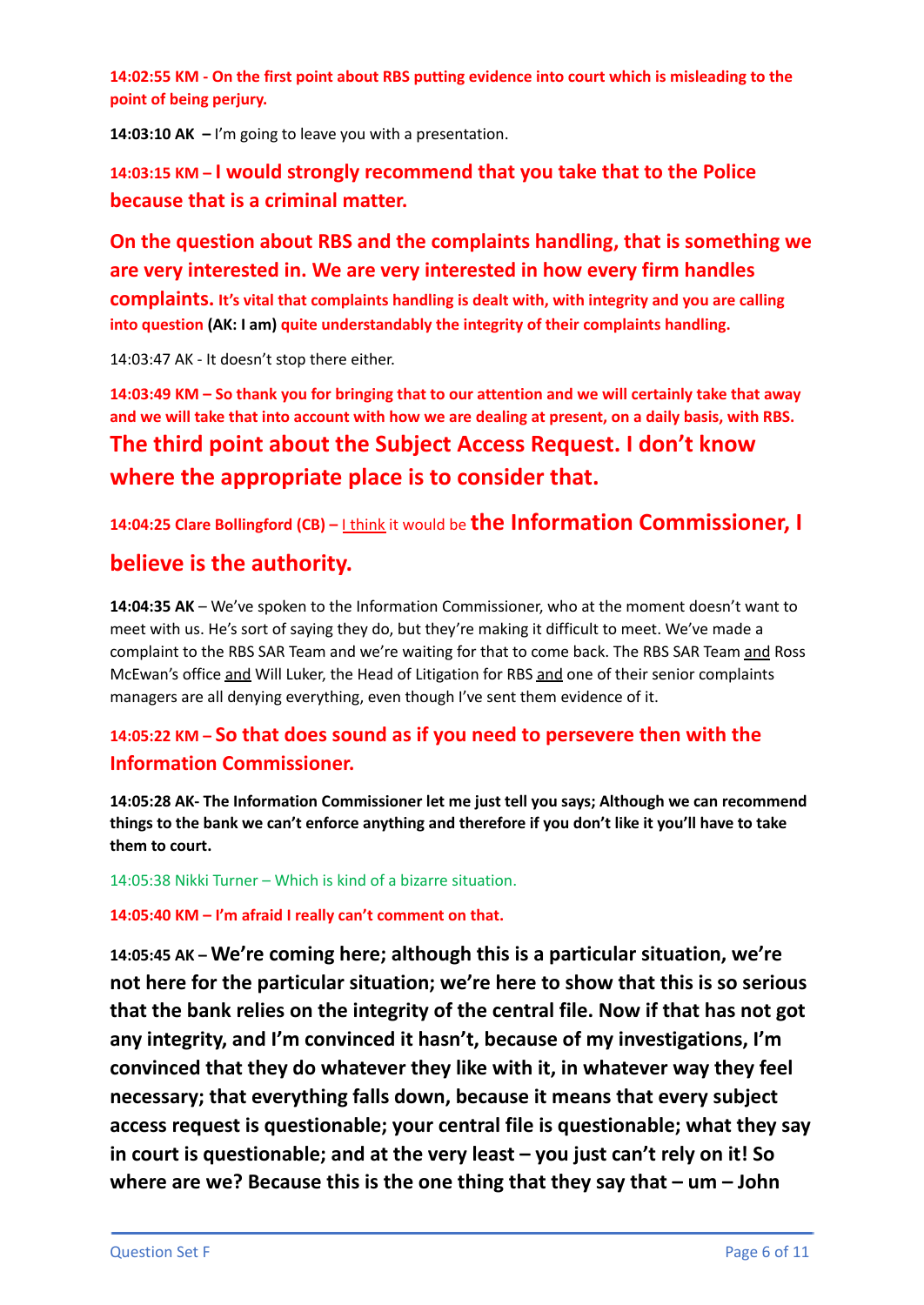**14:02:55 KM - On the first point about RBS putting evidence into court which is misleading to the point of being perjury.**

**14:03:10 AK –** I'm going to leave you with a presentation.

**14:03:15 KM – I would strongly recommend that you take that to the Police because that is a criminal matter.**

**On the question about RBS and the complaints handling, that is something we are very interested in. We are very interested in how every firm handles complaints. It's vital that complaints handling is dealt with, with integrity and you are calling into question (AK: I am) quite understandably the integrity of their complaints handling.**

14:03:47 AK - It doesn't stop there either.

**14:03:49 KM – So thank you for bringing that to our attention and we will certainly take that away and we will take that into account with how we are dealing at present, on a daily basis, with RBS. The third point about the Subject Access Request. I don't know where the appropriate place is to consider that.**

**14:04:25 Clare Bollingford (CB) –** I think it would be **the Information Commissioner, I believe is the authority.**

**14:04:35 AK** – We've spoken to the Information Commissioner, who at the moment doesn't want to meet with us. He's sort of saying they do, but they're making it difficult to meet. We've made a complaint to the RBS SAR Team and we're waiting for that to come back. The RBS SAR Team and Ross McEwan's office and Will Luker, the Head of Litigation for RBS and one of their senior complaints managers are all denying everything, even though I've sent them evidence of it.

**14:05:22 KM – So that does sound as if you need to persevere then with the Information Commissioner.**

**14:05:28 AK- The Information Commissioner let me just tell you says; Although we can recommend things to the bank we can't enforce anything and therefore if you don't like it you'll have to take them to court.**

14:05:38 Nikki Turner – Which is kind of a bizarre situation.

**14:05:40 KM – I'm afraid I really can't comment on that.**

**14:05:45 AK – We're coming here; although this is a particular situation, we're not here for the particular situation; we're here to show that this is so serious that the bank relies on the integrity of the central file. Now if that has not got any integrity, and I'm convinced it hasn't, because of my investigations, I'm convinced that they do whatever they like with it, in whatever way they feel necessary; that everything falls down, because it means that every subject access request is questionable; your central file is questionable; what they say in court is questionable; and at the very least – you just can't rely on it! So where are we? Because this is the one thing that they say that – um – John**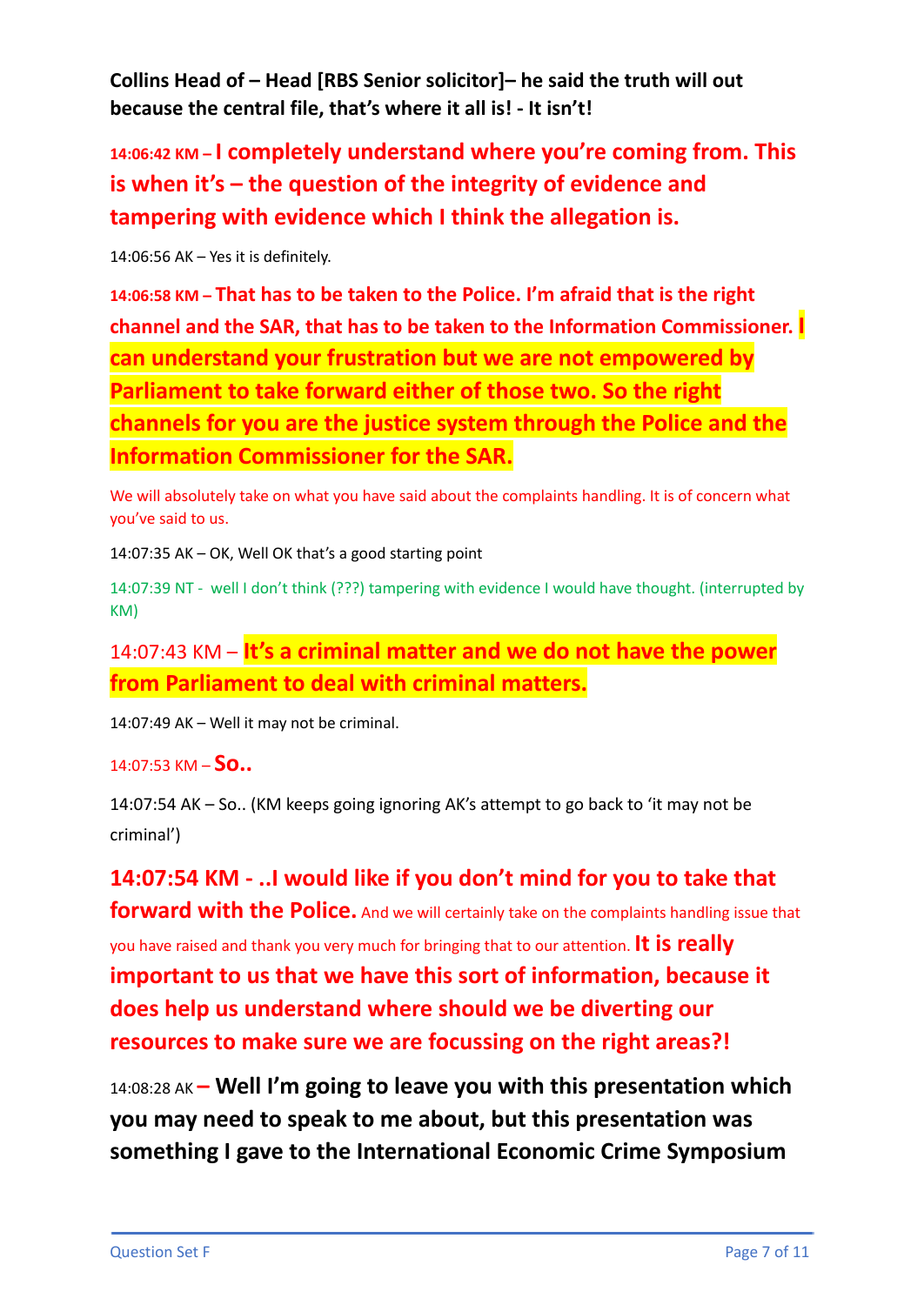**Collins Head of – Head [RBS Senior solicitor]– he said the truth will out because the central file, that's where it all is! - It isn't!**

**14:06:42 KM – I completely understand where you're coming from. This is when it's – the question of the integrity of evidence and tampering with evidence which I think the allegation is.**

14:06:56 AK – Yes it is definitely.

**14:06:58 KM – That has to be taken to the Police. I'm afraid that is the right channel and the SAR, that has to be taken to the Information Commissioner. I can understand your frustration but we are not empowered by Parliament to take forward either of those two. So the right channels for you are the justice system through the Police and the Information Commissioner for the SAR.**

We will absolutely take on what you have said about the complaints handling. It is of concern what you've said to us.

14:07:35 AK – OK, Well OK that's a good starting point

14:07:39 NT - well I don't think (???) tampering with evidence I would have thought. (interrupted by KM)

14:07:43 KM – **It's a criminal matter and we do not have the power from Parliament to deal with criminal matters.**

14:07:49 AK – Well it may not be criminal.

14:07:53 KM – **So..**

14:07:54 AK – So.. (KM keeps going ignoring AK's attempt to go back to 'it may not be criminal')

**14:07:54 KM - ..I would like if you don't mind for you to take that forward with the Police.** And we will certainly take on the complaints handling issue that you have raised and thank you very much for bringing that to our attention. **It is really important to us that we have this sort of information, because it does help us understand where should we be diverting our resources to make sure we are focussing on the right areas?!**

14:08:28 AK **– Well I'm going to leave you with this presentation which you may need to speak to me about, but this presentation was something I gave to the International Economic Crime Symposium**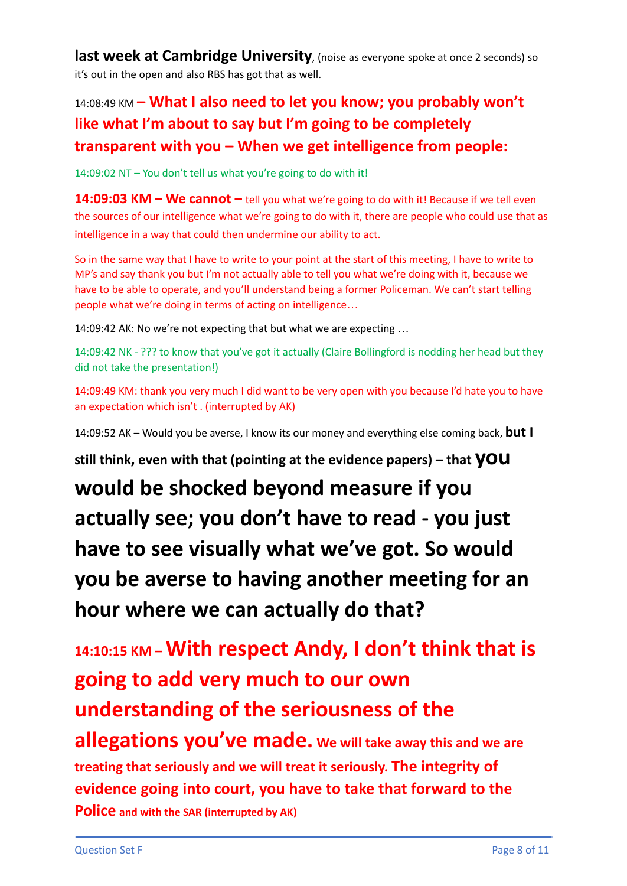**last week at Cambridge University**, (noise as everyone spoke at once 2 seconds) so it's out in the open and also RBS has got that as well.

14:08:49 KM **– What I also need to let you know; you probably won't like what I'm about to say but I'm going to be completely transparent with you – When we get intelligence from people:**

14:09:02 NT – You don't tell us what you're going to do with it!

**14:09:03 KM – We cannot –** tell you what we're going to do with it! Because if we tell even the sources of our intelligence what we're going to do with it, there are people who could use that as intelligence in a way that could then undermine our ability to act.

So in the same way that I have to write to your point at the start of this meeting, I have to write to MP's and say thank you but I'm not actually able to tell you what we're doing with it, because we have to be able to operate, and you'll understand being a former Policeman. We can't start telling people what we're doing in terms of acting on intelligence…

14:09:42 AK: No we're not expecting that but what we are expecting …

14:09:42 NK - ??? to know that you've got it actually (Claire Bollingford is nodding her head but they did not take the presentation!)

14:09:49 KM: thank you very much I did want to be very open with you because I'd hate you to have an expectation which isn't . (interrupted by AK)

14:09:52 AK – Would you be averse, I know its our money and everything else coming back, **but I still think, even with that (pointing at the evidence papers) – that you would be shocked beyond measure if you actually see; you don't have to read - you just have to see visually what we've got. So would you be averse to having another meeting for an hour where we can actually do that?**

**14:10:15 KM – With respect Andy, I don't think that is going to add very much to our own understanding of the seriousness of the allegations you've made. We will take away this and we are treating that seriously and we will treat it seriously. The integrity of evidence going into court, you have to take that forward to the Police and with the SAR (interrupted by AK)**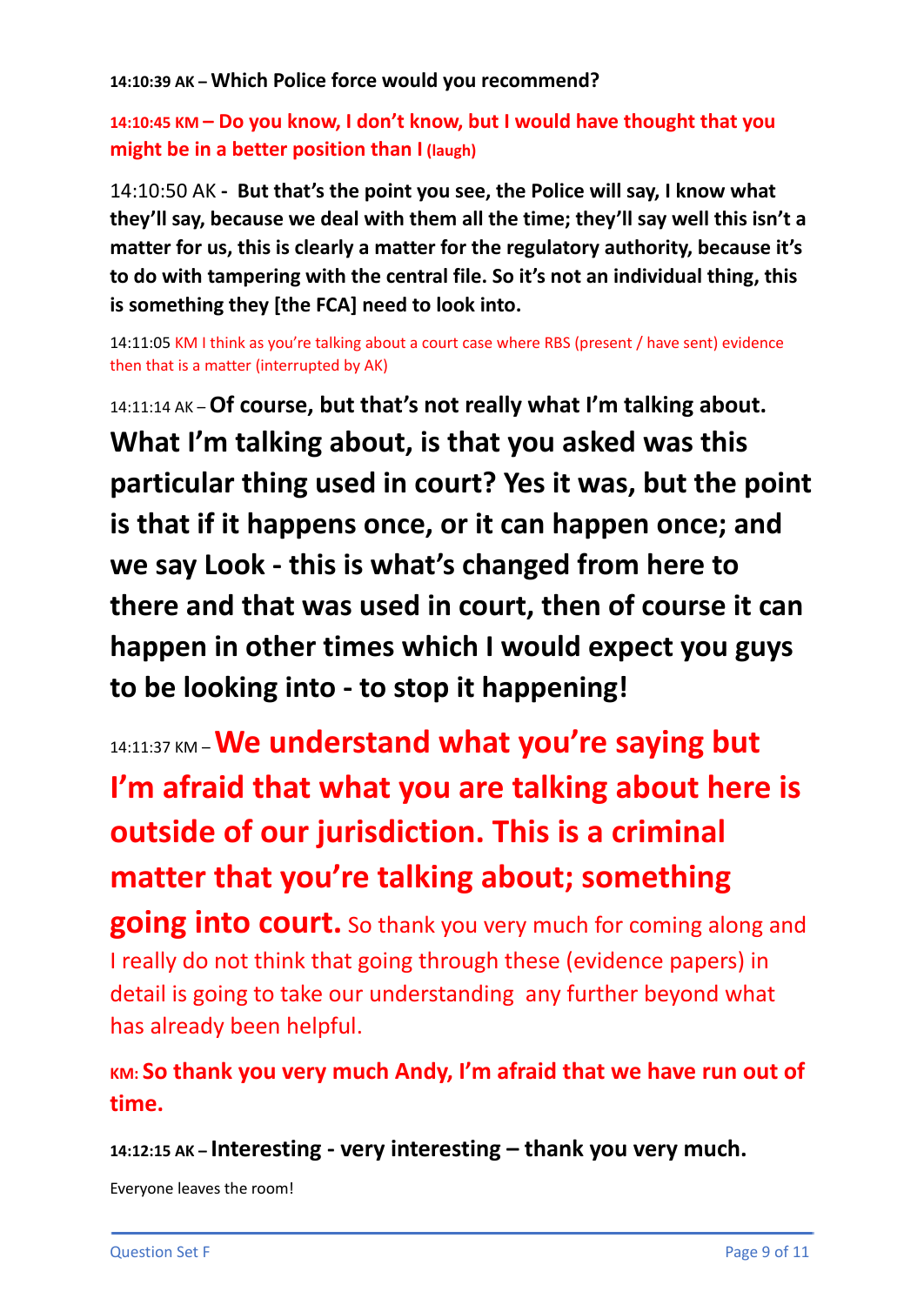**14:10:39 AK – Which Police force would you recommend?**

**14:10:45 KM – Do you know, I don't know, but I would have thought that you might be in a better position than I (laugh)**

14:10:50 AK - **But that's the point you see, the Police will say, I know what they'll say, because we deal with them all the time; they'll say well this isn't a matter for us, this is clearly a matter for the regulatory authority, because it's to do with tampering with the central file. So it's not an individual thing, this is something they [the FCA] need to look into.**

14:11:05 KM I think as you're talking about a court case where RBS (present / have sent) evidence then that is a matter (interrupted by AK)

14:11:14 AK – **Of course, but that's not really what I'm talking about. What I'm talking about, is that you asked was this particular thing used in court? Yes it was, but the point is that if it happens once, or it can happen once; and we say Look - this is what's changed from here to there and that was used in court, then of course it can happen in other times which I would expect you guys to be looking into - to stop it happening!**

14:11:37 KM – **We understand what you're saying but I'm afraid that what you are talking about here is outside of our jurisdiction. This is a criminal matter that you're talking about; something going into court.** So thank you very much for coming along and I really do not think that going through these (evidence papers) in detail is going to take our understanding any further beyond what has already been helpful.

**KM: So thank you very much Andy, I'm afraid that we have run out of time.**

**14:12:15 AK – Interesting - very interesting – thank you very much.**

Everyone leaves the room!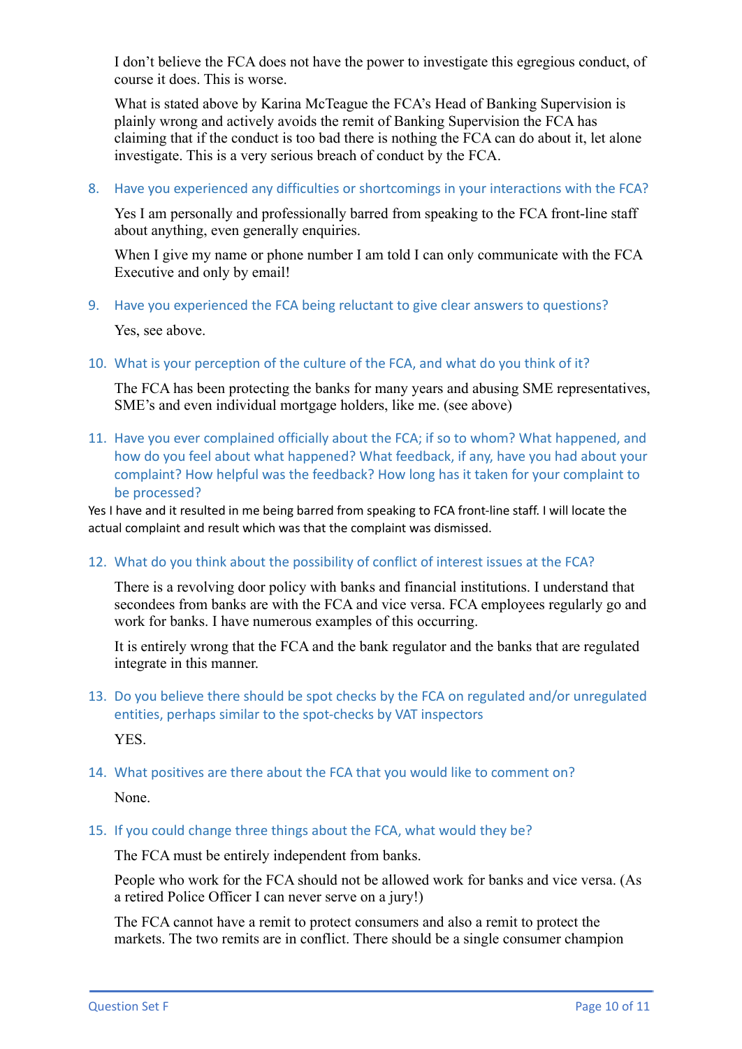I don't believe the FCA does not have the power to investigate this egregious conduct, of course it does. This is worse.

What is stated above by Karina McTeague the FCA's Head of Banking Supervision is plainly wrong and actively avoids the remit of Banking Supervision the FCA has claiming that if the conduct is too bad there is nothing the FCA can do about it, let alone investigate. This is a very serious breach of conduct by the FCA.

8. Have you experienced any difficulties or shortcomings in your interactions with the FCA?

   Yes I am personally and professionally barred from speaking to the FCA front-line staff about anything, even generally enquiries.

   When I give my name or phone number I am told I can only communicate with the FCA Executive and only by email!

9. Have you experienced the FCA being reluctant to give clear answers to questions?

   Yes, see above.

10. What is your perception of the culture of the FCA, and what do you think of it?

    The FCA has been protecting the banks for many years and abusing SME representatives, SME's and even individual mortgage holders, like me. (see above)

11. Have you ever complained officially about the FCA; if so to whom? What happened, and how do you feel about what happened? What feedback, if any, have you had about your complaint? How helpful was the feedback? How long has it taken for your complaint to be processed?

Yes I have and it resulted in me being barred from speaking to FCA front-line staff. I will locate the actual complaint and result which was that the complaint was dismissed.

12. What do you think about the possibility of conflict of interest issues at the FCA?

    There is a revolving door policy with banks and financial institutions. I understand that secondees from banks are with the FCA and vice versa. FCA employees regularly go and work for banks. I have numerous examples of this occurring.

    It is entirely wrong that the FCA and the bank regulator and the banks that are regulated integrate in this manner.

13. Do you believe there should be spot checks by the FCA on regulated and/or unregulated entities, perhaps similar to the spot-checks by VAT inspectors

    YES.

14. What positives are there about the FCA that you would like to comment on?

    None.

15. If you could change three things about the FCA, what would they be?

    The FCA must be entirely independent from banks.

    People who work for the FCA should not be allowed work for banks and vice versa. (As a retired Police Officer I can never serve on a jury!)

    The FCA cannot have a remit to protect consumers and also a remit to protect the markets. The two remits are in conflict. There should be a single consumer champion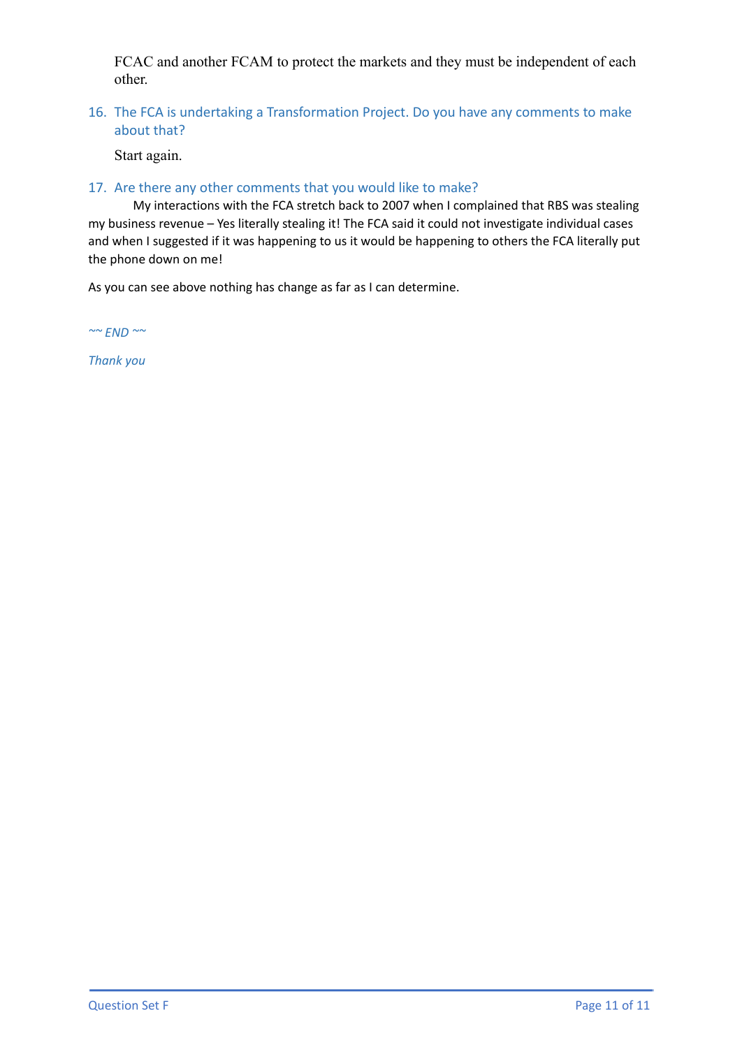FCAC and another FCAM to protect the markets and they must be independent of each other.

16. The FCA is undertaking a Transformation Project. Do you have any comments to make about that?

    Start again.

17. Are there any other comments that you would like to make?

My interactions with the FCA stretch back to 2007 when I complained that RBS was stealing my business revenue – Yes literally stealing it! The FCA said it could not investigate individual cases and when I suggested if it was happening to us it would be happening to others the FCA literally put the phone down on me!

As you can see above nothing has change as far as I can determine.

*~~ END ~~*

*Thank you*